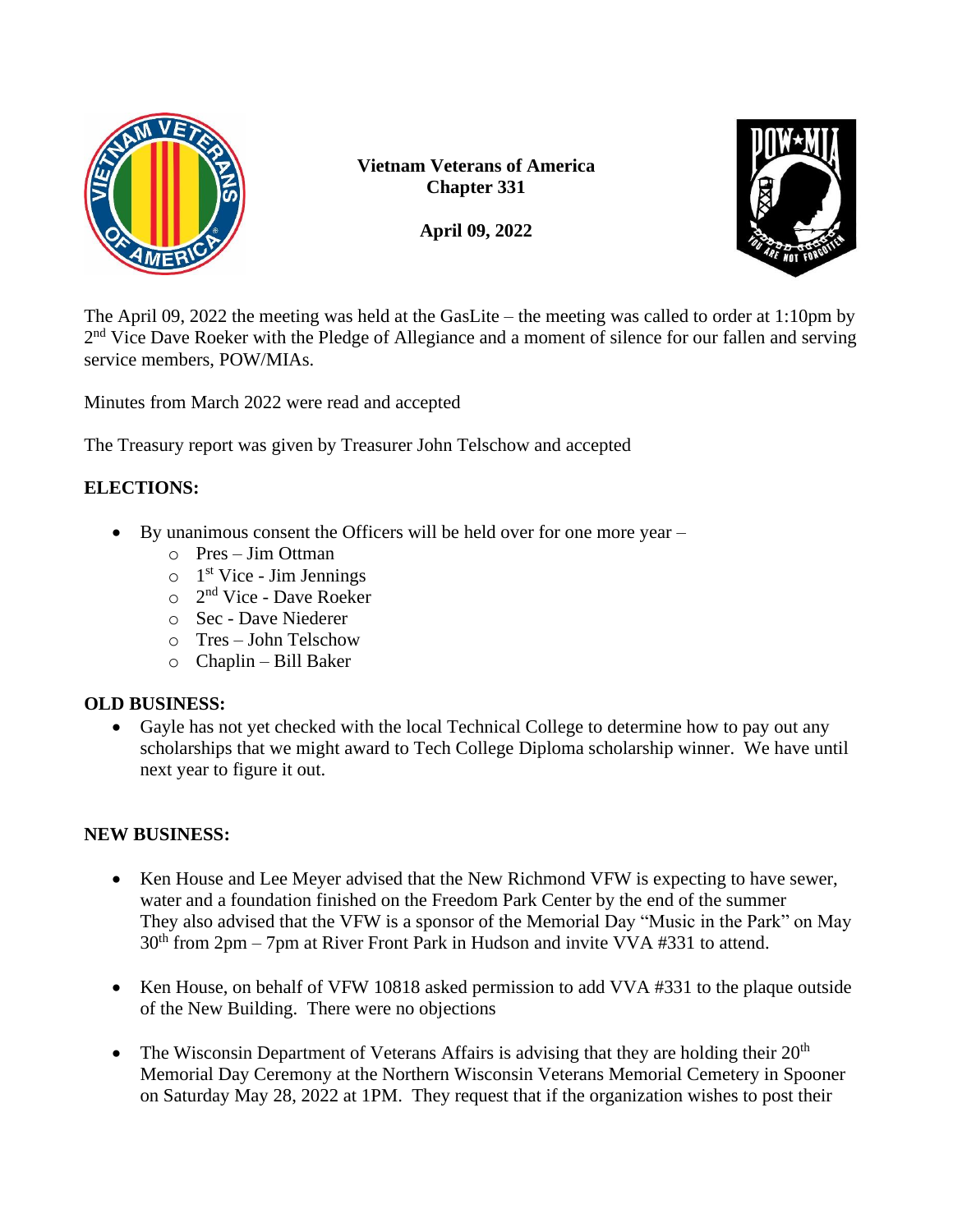**Vietnam Veterans of America**
**Chapter 331**

**April 09, 2022**

The April 09, 2022 the meeting was held at the GasLite – the meeting was called to order at 1:10pm by 2nd Vice Dave Roeker with the Pledge of Allegiance and a moment of silence for our fallen and serving service members, POW/MIAs.

Minutes from March 2022 were read and accepted

The Treasury report was given by Treasurer John Telschow and accepted

**ELECTIONS:**

- By unanimous consent the Officers will be held over for one more year –
  - Pres – Jim Ottman
  - 1st Vice - Jim Jennings
  - 2nd Vice - Dave Roeker
  - Sec - Dave Niederer
  - Tres – John Telschow
  - Chaplin – Bill Baker

**OLD BUSINESS:**

- Gayle has not yet checked with the local Technical College to determine how to pay out any scholarships that we might award to Tech College Diploma scholarship winner. We have until next year to figure it out.

**NEW BUSINESS:**

- Ken House and Lee Meyer advised that the New Richmond VFW is expecting to have sewer, water and a foundation finished on the Freedom Park Center by the end of the summer They also advised that the VFW is a sponsor of the Memorial Day "Music in the Park" on May 30th from 2pm – 7pm at River Front Park in Hudson and invite VVA #331 to attend.

- Ken House, on behalf of VFW 10818 asked permission to add VVA #331 to the plaque outside of the New Building. There were no objections

- The Wisconsin Department of Veterans Affairs is advising that they are holding their 20th Memorial Day Ceremony at the Northern Wisconsin Veterans Memorial Cemetery in Spooner on Saturday May 28, 2022 at 1PM. They request that if the organization wishes to post their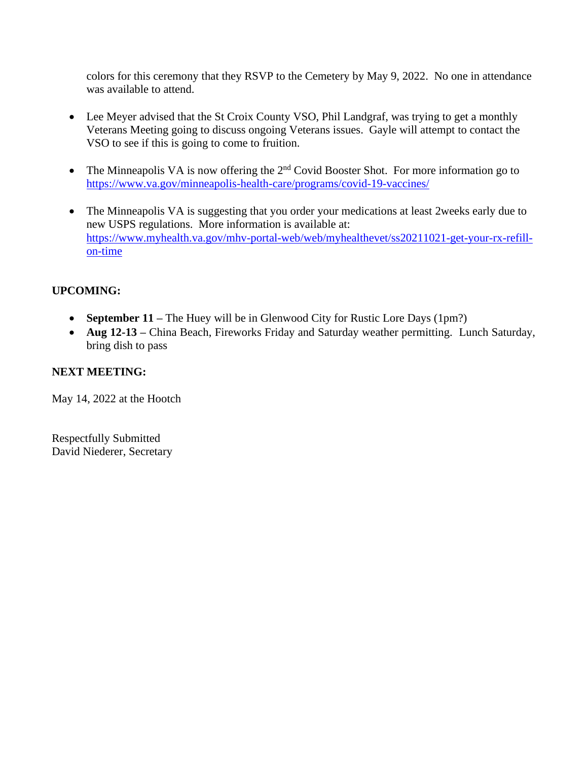colors for this ceremony that they RSVP to the Cemetery by May 9, 2022. No one in attendance was available to attend.

- Lee Meyer advised that the St Croix County VSO, Phil Landgraf, was trying to get a monthly Veterans Meeting going to discuss ongoing Veterans issues. Gayle will attempt to contact the VSO to see if this is going to come to fruition.

- The Minneapolis VA is now offering the 2nd Covid Booster Shot. For more information go to https://www.va.gov/minneapolis-health-care/programs/covid-19-vaccines/

- The Minneapolis VA is suggesting that you order your medications at least 2weeks early due to new USPS regulations. More information is available at: https://www.myhealth.va.gov/mhv-portal-web/web/myhealthevet/ss20211021-get-your-rx-refill-on-time

**UPCOMING:**

- **September 11 –** The Huey will be in Glenwood City for Rustic Lore Days (1pm?)
- **Aug 12-13 –** China Beach, Fireworks Friday and Saturday weather permitting. Lunch Saturday, bring dish to pass

**NEXT MEETING:**

May 14, 2022 at the Hootch

Respectfully Submitted
David Niederer, Secretary